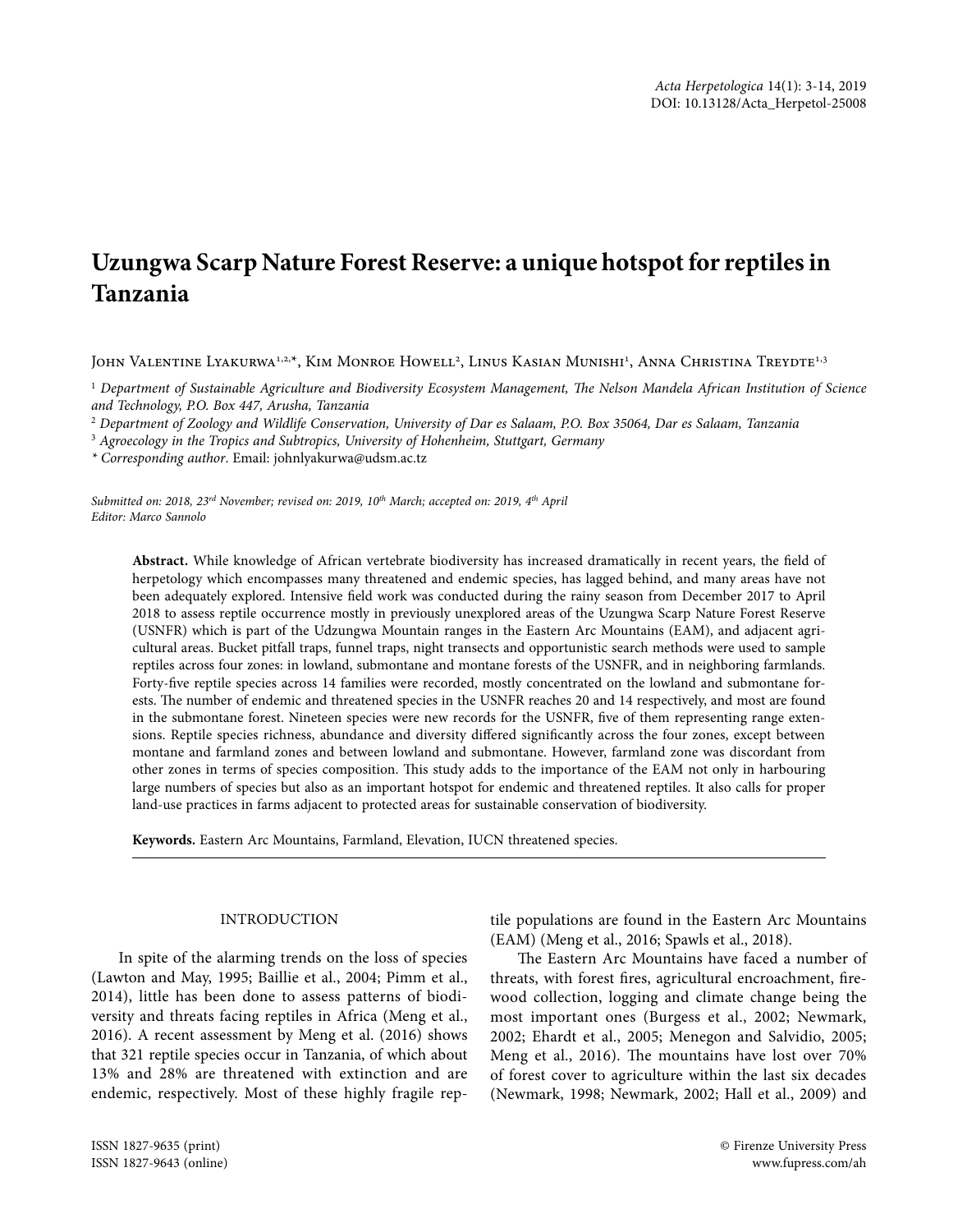# Uzungwa Scarp Nature Forest Reserve: a unique hotspot for reptiles in Tanzania

John Valentine Lyakurwa[1,2,*], Kim Monroe Howell[2], Linus Kasian Munishi[1], Anna Christina Treydte[1,3]

[1] *Department of Sustainable Agriculture and Biodiversity Ecosystem Management, The Nelson Mandela African Institution of Science and Technology, P.O. Box 447, Arusha, Tanzania*

[2] *Department of Zoology and Wildlife Conservation, University of Dar es Salaam, P.O. Box 35064, Dar es Salaam, Tanzania*

[3] *Agroecology in the Tropics and Subtropics, University of Hohenheim, Stuttgart, Germany*

\* *Corresponding author*. Email: johnlyakurwa@udsm.ac.tz

*Submitted on: 2018, 23rd November; revised on: 2019, 10th March; accepted on: 2019, 4th April*
*Editor: Marco Sannolo*

**Abstract.** While knowledge of African vertebrate biodiversity has increased dramatically in recent years, the field of herpetology which encompasses many threatened and endemic species, has lagged behind, and many areas have not been adequately explored. Intensive field work was conducted during the rainy season from December 2017 to April 2018 to assess reptile occurrence mostly in previously unexplored areas of the Uzungwa Scarp Nature Forest Reserve (USNFR) which is part of the Udzungwa Mountain ranges in the Eastern Arc Mountains (EAM), and adjacent agricultural areas. Bucket pitfall traps, funnel traps, night transects and opportunistic search methods were used to sample reptiles across four zones: in lowland, submontane and montane forests of the USNFR, and in neighboring farmlands. Forty-five reptile species across 14 families were recorded, mostly concentrated on the lowland and submontane forests. The number of endemic and threatened species in the USNFR reaches 20 and 14 respectively, and most are found in the submontane forest. Nineteen species were new records for the USNFR, five of them representing range extensions. Reptile species richness, abundance and diversity differed significantly across the four zones, except between montane and farmland zones and between lowland and submontane. However, farmland zone was discordant from other zones in terms of species composition. This study adds to the importance of the EAM not only in harbouring large numbers of species but also as an important hotspot for endemic and threatened reptiles. It also calls for proper land-use practices in farms adjacent to protected areas for sustainable conservation of biodiversity.

**Keywords.** Eastern Arc Mountains, Farmland, Elevation, IUCN threatened species.

## INTRODUCTION

In spite of the alarming trends on the loss of species (Lawton and May, 1995; Baillie et al., 2004; Pimm et al., 2014), little has been done to assess patterns of biodiversity and threats facing reptiles in Africa (Meng et al., 2016). A recent assessment by Meng et al. (2016) shows that 321 reptile species occur in Tanzania, of which about 13% and 28% are threatened with extinction and are endemic, respectively. Most of these highly fragile reptile populations are found in the Eastern Arc Mountains (EAM) (Meng et al., 2016; Spawls et al., 2018).

The Eastern Arc Mountains have faced a number of threats, with forest fires, agricultural encroachment, firewood collection, logging and climate change being the most important ones (Burgess et al., 2002; Newmark, 2002; Ehardt et al., 2005; Menegon and Salvidio, 2005; Meng et al., 2016). The mountains have lost over 70% of forest cover to agriculture within the last six decades (Newmark, 1998; Newmark, 2002; Hall et al., 2009) and

ISSN 1827-9635 (print)
ISSN 1827-9643 (online)

© Firenze University Press
www.fupress.com/ah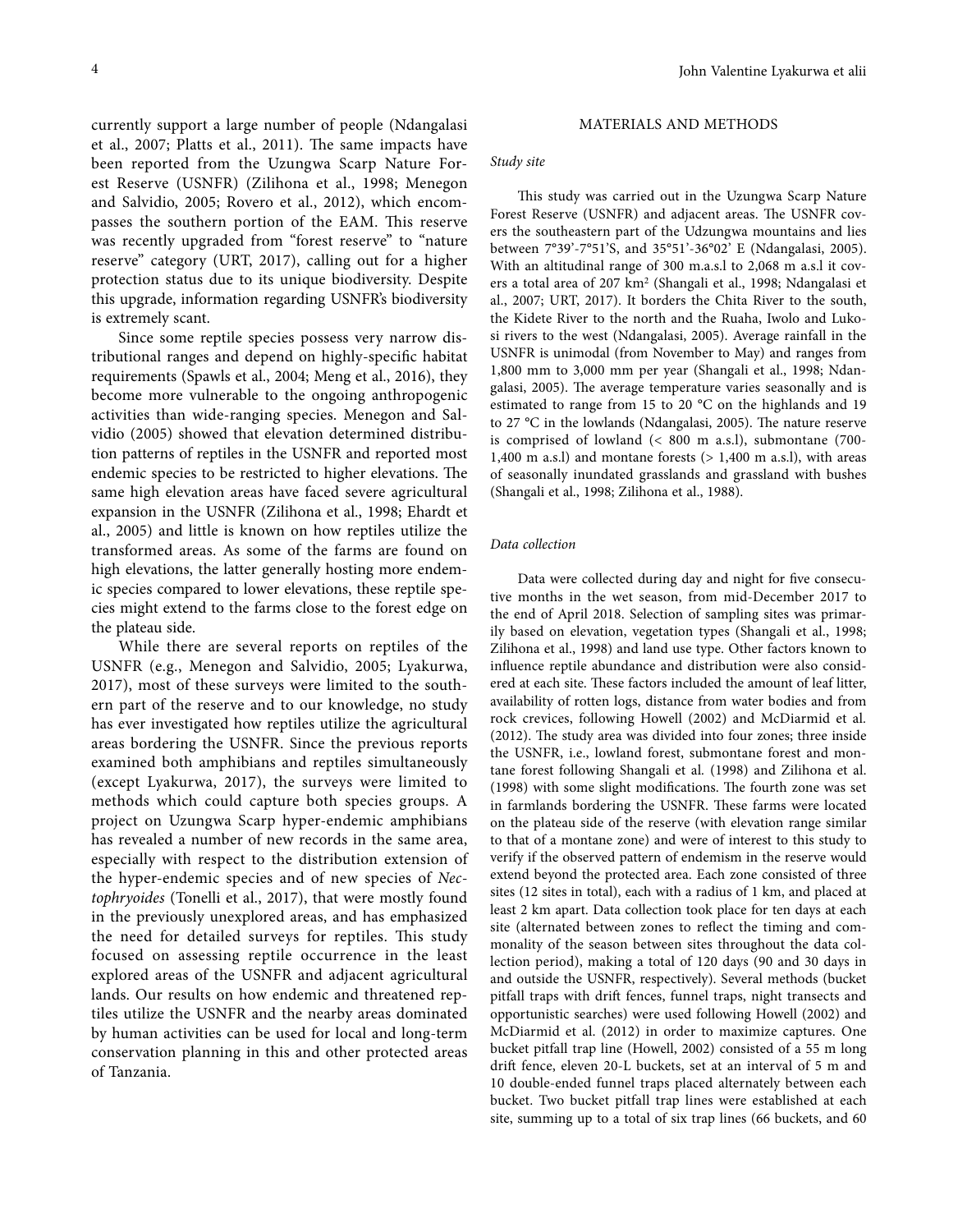currently support a large number of people (Ndangalasi et al., 2007; Platts et al., 2011). The same impacts have been reported from the Uzungwa Scarp Nature Forest Reserve (USNFR) (Zilihona et al., 1998; Menegon and Salvidio, 2005; Rovero et al., 2012), which encompasses the southern portion of the EAM. This reserve was recently upgraded from "forest reserve" to "nature reserve" category (URT, 2017), calling out for a higher protection status due to its unique biodiversity. Despite this upgrade, information regarding USNFR's biodiversity is extremely scant.

Since some reptile species possess very narrow distributional ranges and depend on highly-specific habitat requirements (Spawls et al., 2004; Meng et al., 2016), they become more vulnerable to the ongoing anthropogenic activities than wide-ranging species. Menegon and Salvidio (2005) showed that elevation determined distribution patterns of reptiles in the USNFR and reported most endemic species to be restricted to higher elevations. The same high elevation areas have faced severe agricultural expansion in the USNFR (Zilihona et al., 1998; Ehardt et al., 2005) and little is known on how reptiles utilize the transformed areas. As some of the farms are found on high elevations, the latter generally hosting more endemic species compared to lower elevations, these reptile species might extend to the farms close to the forest edge on the plateau side.

While there are several reports on reptiles of the USNFR (e.g., Menegon and Salvidio, 2005; Lyakurwa, 2017), most of these surveys were limited to the southern part of the reserve and to our knowledge, no study has ever investigated how reptiles utilize the agricultural areas bordering the USNFR. Since the previous reports examined both amphibians and reptiles simultaneously (except Lyakurwa, 2017), the surveys were limited to methods which could capture both species groups. A project on Uzungwa Scarp hyper-endemic amphibians has revealed a number of new records in the same area, especially with respect to the distribution extension of the hyper-endemic species and of new species of *Nectophryoides* (Tonelli et al., 2017), that were mostly found in the previously unexplored areas, and has emphasized the need for detailed surveys for reptiles. This study focused on assessing reptile occurrence in the least explored areas of the USNFR and adjacent agricultural lands. Our results on how endemic and threatened reptiles utilize the USNFR and the nearby areas dominated by human activities can be used for local and long-term conservation planning in this and other protected areas of Tanzania.

## MATERIALS AND METHODS

### *Study site*

This study was carried out in the Uzungwa Scarp Nature Forest Reserve (USNFR) and adjacent areas. The USNFR covers the southeastern part of the Udzungwa mountains and lies between 7°39'-7°51'S, and 35°51'-36°02' E (Ndangalasi, 2005). With an altitudinal range of 300 m.a.s.l to 2,068 m a.s.l it covers a total area of 207 km$^2$ (Shangali et al., 1998; Ndangalasi et al., 2007; URT, 2017). It borders the Chita River to the south, the Kidete River to the north and the Ruaha, Iwolo and Lukosi rivers to the west (Ndangalasi, 2005). Average rainfall in the USNFR is unimodal (from November to May) and ranges from 1,800 mm to 3,000 mm per year (Shangali et al., 1998; Ndangalasi, 2005). The average temperature varies seasonally and is estimated to range from 15 to 20 °C on the highlands and 19 to 27 °C in the lowlands (Ndangalasi, 2005). The nature reserve is comprised of lowland (< 800 m a.s.l), submontane (700-1,400 m a.s.l) and montane forests (> 1,400 m a.s.l), with areas of seasonally inundated grasslands and grassland with bushes (Shangali et al., 1998; Zilihona et al., 1988).

### *Data collection*

Data were collected during day and night for five consecutive months in the wet season, from mid-December 2017 to the end of April 2018. Selection of sampling sites was primarily based on elevation, vegetation types (Shangali et al., 1998; Zilihona et al., 1998) and land use type. Other factors known to influence reptile abundance and distribution were also considered at each site. These factors included the amount of leaf litter, availability of rotten logs, distance from water bodies and from rock crevices, following Howell (2002) and McDiarmid et al. (2012). The study area was divided into four zones; three inside the USNFR, i.e., lowland forest, submontane forest and montane forest following Shangali et al. (1998) and Zilihona et al. (1998) with some slight modifications. The fourth zone was set in farmlands bordering the USNFR. These farms were located on the plateau side of the reserve (with elevation range similar to that of a montane zone) and were of interest to this study to verify if the observed pattern of endemism in the reserve would extend beyond the protected area. Each zone consisted of three sites (12 sites in total), each with a radius of 1 km, and placed at least 2 km apart. Data collection took place for ten days at each site (alternated between zones to reflect the timing and commonality of the season between sites throughout the data collection period), making a total of 120 days (90 and 30 days in and outside the USNFR, respectively). Several methods (bucket pitfall traps with drift fences, funnel traps, night transects and opportunistic searches) were used following Howell (2002) and McDiarmid et al. (2012) in order to maximize captures. One bucket pitfall trap line (Howell, 2002) consisted of a 55 m long drift fence, eleven 20-L buckets, set at an interval of 5 m and 10 double-ended funnel traps placed alternately between each bucket. Two bucket pitfall trap lines were established at each site, summing up to a total of six trap lines (66 buckets, and 60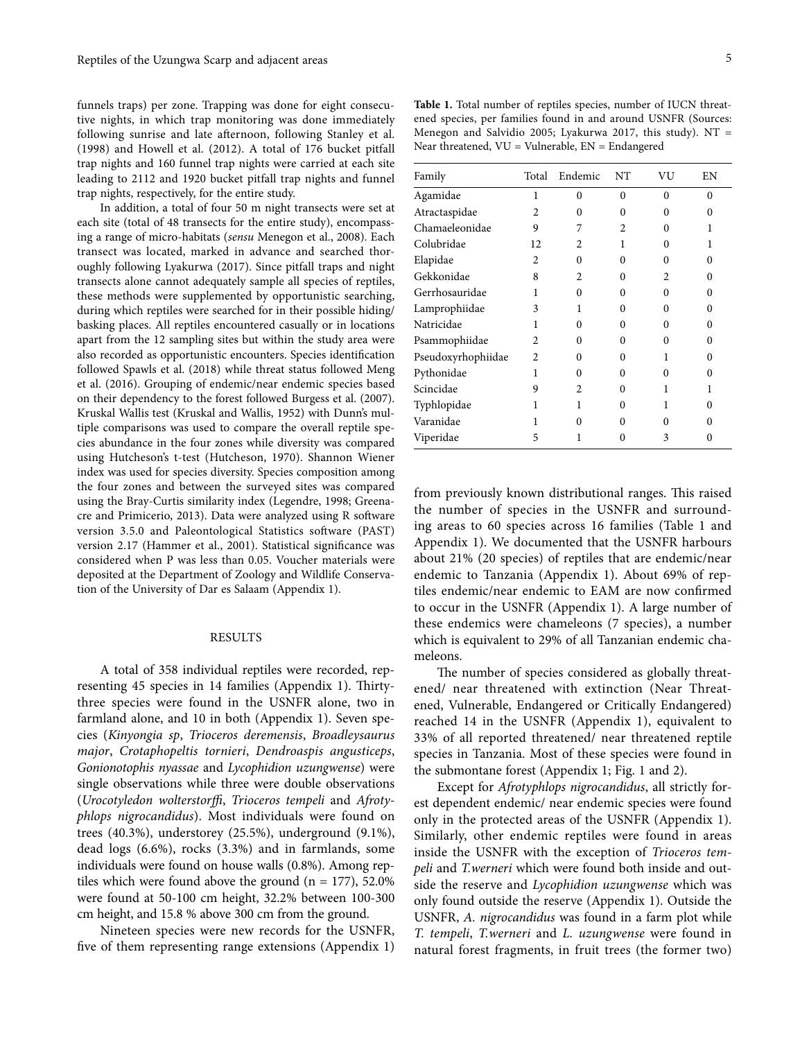funnels traps) per zone. Trapping was done for eight consecutive nights, in which trap monitoring was done immediately following sunrise and late afternoon, following Stanley et al. (1998) and Howell et al. (2012). A total of 176 bucket pitfall trap nights and 160 funnel trap nights were carried at each site leading to 2112 and 1920 bucket pitfall trap nights and funnel trap nights, respectively, for the entire study.

In addition, a total of four 50 m night transects were set at each site (total of 48 transects for the entire study), encompassing a range of micro-habitats (*sensu* Menegon et al., 2008). Each transect was located, marked in advance and searched thoroughly following Lyakurwa (2017). Since pitfall traps and night transects alone cannot adequately sample all species of reptiles, these methods were supplemented by opportunistic searching, during which reptiles were searched for in their possible hiding/basking places. All reptiles encountered casually or in locations apart from the 12 sampling sites but within the study area were also recorded as opportunistic encounters. Species identification followed Spawls et al. (2018) while threat status followed Meng et al. (2016). Grouping of endemic/near endemic species based on their dependency to the forest followed Burgess et al. (2007). Kruskal Wallis test (Kruskal and Wallis, 1952) with Dunn's multiple comparisons was used to compare the overall reptile species abundance in the four zones while diversity was compared using Hutcheson's t-test (Hutcheson, 1970). Shannon Wiener index was used for species diversity. Species composition among the four zones and between the surveyed sites was compared using the Bray-Curtis similarity index (Legendre, 1998; Greenacre and Primicerio, 2013). Data were analyzed using R software version 3.5.0 and Paleontological Statistics software (PAST) version 2.17 (Hammer et al., 2001). Statistical significance was considered when P was less than 0.05. Voucher materials were deposited at the Department of Zoology and Wildlife Conservation of the University of Dar es Salaam (Appendix 1).

## RESULTS

A total of 358 individual reptiles were recorded, representing 45 species in 14 families (Appendix 1). Thirty-three species were found in the USNFR alone, two in farmland alone, and 10 in both (Appendix 1). Seven species (*Kinyongia sp*, *Trioceros deremensis*, *Broadleysaurus major*, *Crotaphopeltis tornieri*, *Dendroaspis angusticeps*, *Gonionotophis nyassae* and *Lycophidion uzungwense*) were single observations while three were double observations (*Urocotyledon wolterstorffi*, *Trioceros tempeli* and *Afrotyphlops nigrocandidus*). Most individuals were found on trees (40.3%), understorey (25.5%), underground (9.1%), dead logs (6.6%), rocks (3.3%) and in farmlands, some individuals were found on house walls (0.8%). Among reptiles which were found above the ground (n = 177), 52.0% were found at 50-100 cm height, 32.2% between 100-300 cm height, and 15.8 % above 300 cm from the ground.

Nineteen species were new records for the USNFR, five of them representing range extensions (Appendix 1) from previously known distributional ranges. This raised the number of species in the USNFR and surrounding areas to 60 species across 16 families (Table 1 and Appendix 1). We documented that the USNFR harbours about 21% (20 species) of reptiles that are endemic/near endemic to Tanzania (Appendix 1). About 69% of reptiles endemic/near endemic to EAM are now confirmed to occur in the USNFR (Appendix 1). A large number of these endemics were chameleons (7 species), a number which is equivalent to 29% of all Tanzanian endemic chameleons.

**Table 1.** Total number of reptiles species, number of IUCN threatened species, per families found in and around USNFR (Sources: Menegon and Salvidio 2005; Lyakurwa 2017, this study). NT = Near threatened, VU = Vulnerable, EN = Endangered

| Family | Total | Endemic | NT | VU | EN |
|---|---|---|---|---|---|
| Agamidae | 1 | 0 | 0 | 0 | 0 |
| Atractaspidae | 2 | 0 | 0 | 0 | 0 |
| Chamaeleonidae | 9 | 7 | 2 | 0 | 1 |
| Colubridae | 12 | 2 | 1 | 0 | 1 |
| Elapidae | 2 | 0 | 0 | 0 | 0 |
| Gekkonidae | 8 | 2 | 0 | 2 | 0 |
| Gerrhosauridae | 1 | 0 | 0 | 0 | 0 |
| Lamprophiidae | 3 | 1 | 0 | 0 | 0 |
| Natricidae | 1 | 0 | 0 | 0 | 0 |
| Psammophiidae | 2 | 0 | 0 | 0 | 0 |
| Pseudoxyrhophiidae | 2 | 0 | 0 | 1 | 0 |
| Pythonidae | 1 | 0 | 0 | 0 | 0 |
| Scincidae | 9 | 2 | 0 | 1 | 1 |
| Typhlopidae | 1 | 1 | 0 | 1 | 0 |
| Varanidae | 1 | 0 | 0 | 0 | 0 |
| Viperidae | 5 | 1 | 0 | 3 | 0 |

The number of species considered as globally threatened/ near threatened with extinction (Near Threatened, Vulnerable, Endangered or Critically Endangered) reached 14 in the USNFR (Appendix 1), equivalent to 33% of all reported threatened/ near threatened reptile species in Tanzania. Most of these species were found in the submontane forest (Appendix 1; Fig. 1 and 2).

Except for *Afrotyphlops nigrocandidus*, all strictly forest dependent endemic/ near endemic species were found only in the protected areas of the USNFR (Appendix 1). Similarly, other endemic reptiles were found in areas inside the USNFR with the exception of *Trioceros tempeli* and *T.werneri* which were found both inside and outside the reserve and *Lycophidion uzungwense* which was only found outside the reserve (Appendix 1). Outside the USNFR, *A. nigrocandidus* was found in a farm plot while *T. tempeli*, *T.werneri* and *L. uzungwense* were found in natural forest fragments, in fruit trees (the former two)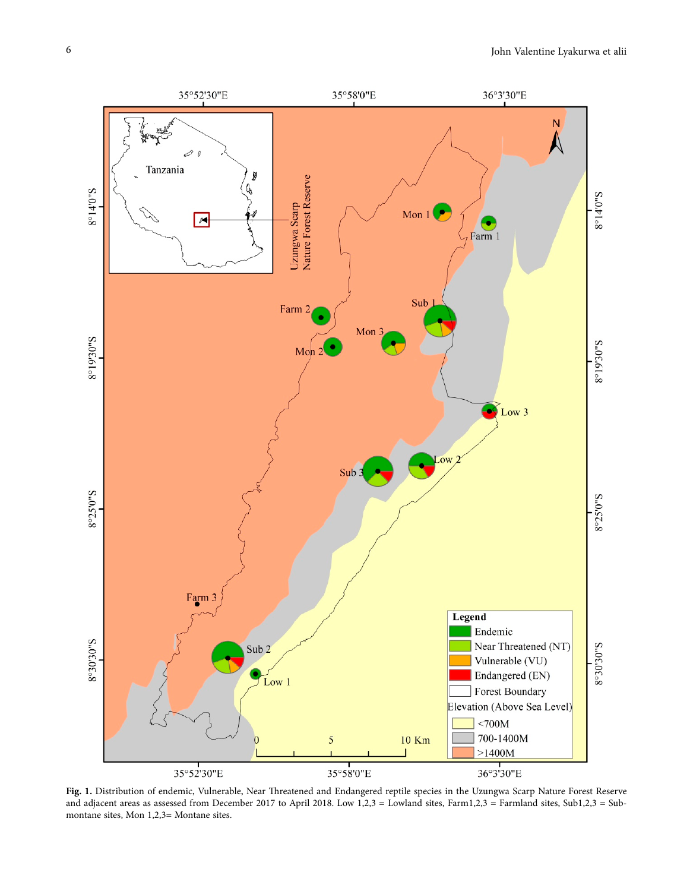**Fig. 1.** Distribution of endemic, Vulnerable, Near Threatened and Endangered reptile species in the Uzungwa Scarp Nature Forest Reserve and adjacent areas as assessed from December 2017 to April 2018. Low 1,2,3 = Lowland sites, Farm1,2,3 = Farmland sites, Sub1,2,3 = Sub-montane sites, Mon 1,2,3= Montane sites.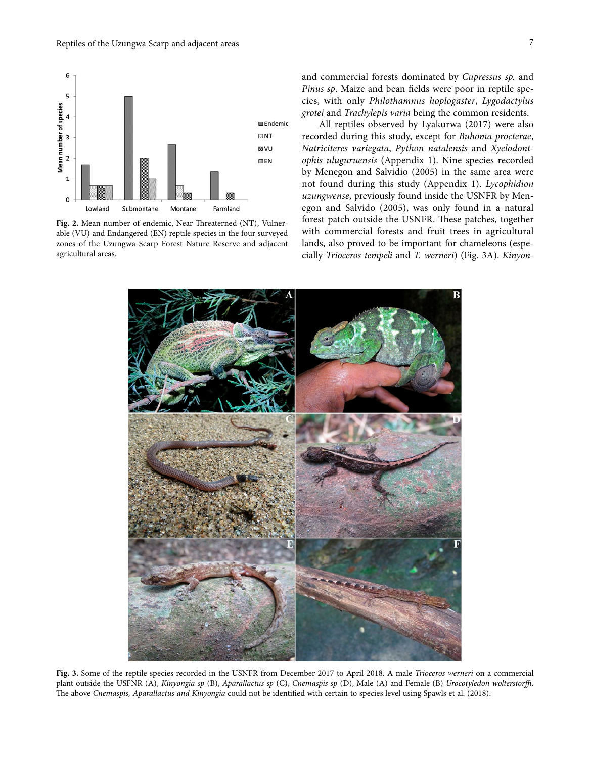**Fig. 2.** Mean number of endemic, Near Threatened (NT), Vulnerable (VU) and Endangered (EN) reptile species in the four surveyed zones of the Uzungwa Scarp Forest Nature Reserve and adjacent agricultural areas.

and commercial forests dominated by *Cupressus sp.* and *Pinus sp*. Maize and bean fields were poor in reptile species, with only *Philothamnus hoplogaster*, *Lygodactylus grotei* and *Trachylepis varia* being the common residents.

All reptiles observed by Lyakurwa (2017) were also recorded during this study, except for *Buhoma procterae*, *Natriciteres variegata*, *Python natalensis* and *Xyelodontophis uluguruensis* (Appendix 1). Nine species recorded by Menegon and Salvidio (2005) in the same area were not found during this study (Appendix 1). *Lycophidion uzungwense*, previously found inside the USNFR by Menegon and Salvidio (2005), was only found in a natural forest patch outside the USNFR. These patches, together with commercial forests and fruit trees in agricultural lands, also proved to be important for chameleons (especially *Trioceros tempeli* and *T. werneri*) (Fig. 3A). *Kinyon-*

**Fig. 3.** Some of the reptile species recorded in the USNFR from December 2017 to April 2018. A male *Trioceros werneri* on a commercial plant outside the USFNR (A), *Kinyongia sp* (B), *Aparallactus sp* (C), *Cnemaspis sp* (D), Male (A) and Female (B) *Urocotyledon wolterstorffi*. The above *Cnemaspis, Aparallactus and Kinyongia* could not be identified with certain to species level using Spawls et al. (2018).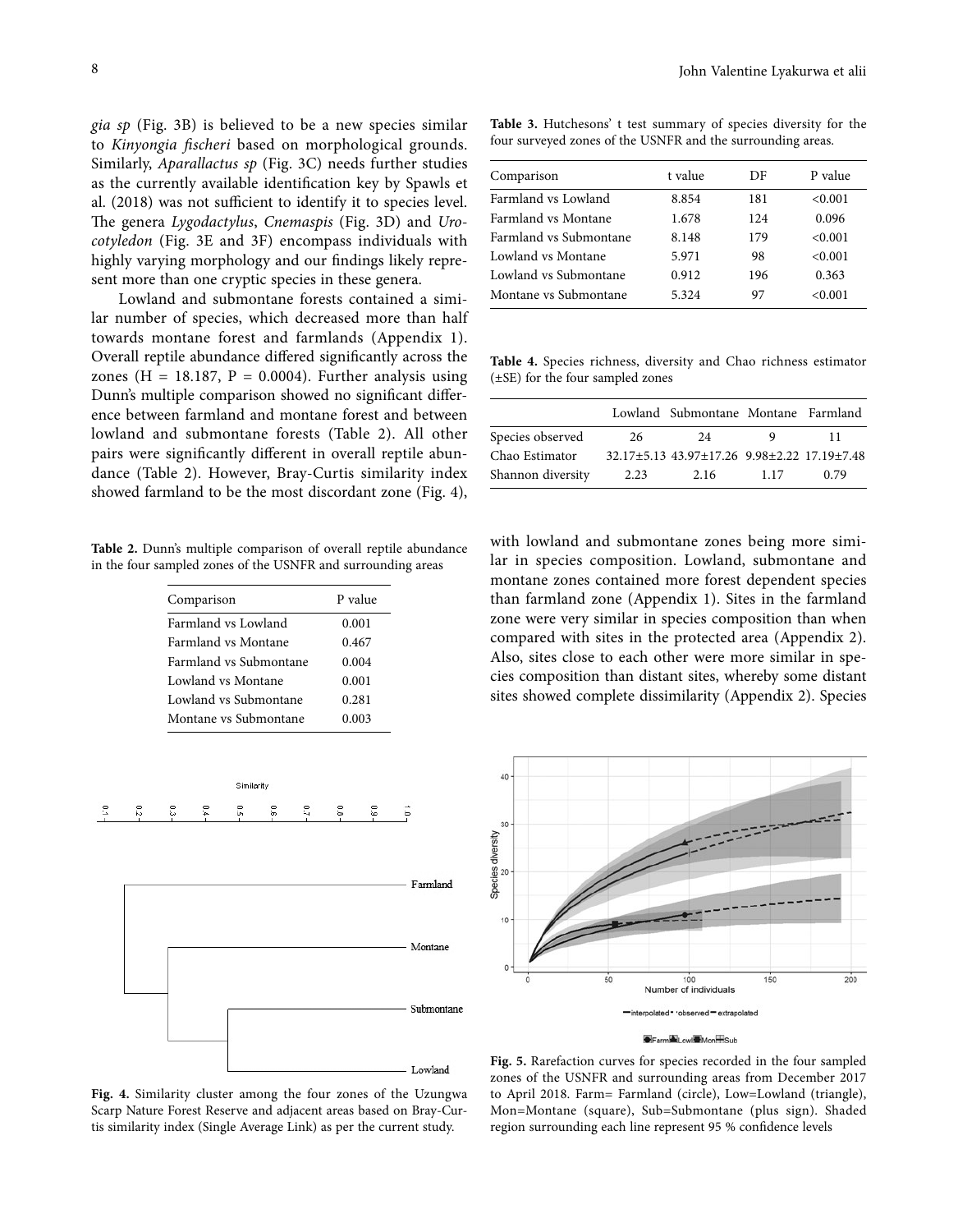*gia sp* (Fig. 3B) is believed to be a new species similar to *Kinyongia fischeri* based on morphological grounds. Similarly, *Aparallactus sp* (Fig. 3C) needs further studies as the currently available identification key by Spawls et al. (2018) was not sufficient to identify it to species level. The genera *Lygodactylus*, *Cnemaspis* (Fig. 3D) and *Urocotyledon* (Fig. 3E and 3F) encompass individuals with highly varying morphology and our findings likely represent more than one cryptic species in these genera.

Lowland and submontane forests contained a similar number of species, which decreased more than half towards montane forest and farmlands (Appendix 1). Overall reptile abundance differed significantly across the zones ($H = 18.187$, $P = 0.0004$). Further analysis using Dunn's multiple comparison showed no significant difference between farmland and montane forest and between lowland and submontane forests (Table 2). All other pairs were significantly different in overall reptile abundance (Table 2). However, Bray-Curtis similarity index showed farmland to be the most discordant zone (Fig. 4), with lowland and submontane zones being more similar in species composition. Lowland, submontane and montane zones contained more forest dependent species than farmland zone (Appendix 1). Sites in the farmland zone were very similar in species composition than when compared with sites in the protected area (Appendix 2). Also, sites close to each other were more similar in species composition than distant sites, whereby some distant sites showed complete dissimilarity (Appendix 2). Species

**Table 2.** Dunn's multiple comparison of overall reptile abundance in the four sampled zones of the USNFR and surrounding areas

| Comparison | P value |
|---|---|
| Farmland vs Lowland | 0.001 |
| Farmland vs Montane | 0.467 |
| Farmland vs Submontane | 0.004 |
| Lowland vs Montane | 0.001 |
| Lowland vs Submontane | 0.281 |
| Montane vs Submontane | 0.003 |

**Table 3.** Hutchesons' t test summary of species diversity for the four surveyed zones of the USNFR and the surrounding areas.

| Comparison | t value | DF | P value |
|---|---|---|---|
| Farmland vs Lowland | 8.854 | 181 | <0.001 |
| Farmland vs Montane | 1.678 | 124 | 0.096 |
| Farmland vs Submontane | 8.148 | 179 | <0.001 |
| Lowland vs Montane | 5.971 | 98 | <0.001 |
| Lowland vs Submontane | 0.912 | 196 | 0.363 |
| Montane vs Submontane | 5.324 | 97 | <0.001 |

**Table 4.** Species richness, diversity and Chao richness estimator (±SE) for the four sampled zones

| | Lowland | Submontane | Montane | Farmland |
|---|---|---|---|---|
| Species observed | 26 | 24 | 9 | 11 |
| Chao Estimator | 32.17±5.13 | 43.97±17.26 | 9.98±2.22 | 17.19±7.48 |
| Shannon diversity | 2.23 | 2.16 | 1.17 | 0.79 |

**Fig. 4.** Similarity cluster among the four zones of the Uzungwa Scarp Nature Forest Reserve and adjacent areas based on Bray-Curtis similarity index (Single Average Link) as per the current study.

**Fig. 5.** Rarefaction curves for species recorded in the four sampled zones of the USNFR and surrounding areas from December 2017 to April 2018. Farm= Farmland (circle), Low=Lowland (triangle), Mon=Montane (square), Sub=Submontane (plus sign). Shaded region surrounding each line represent 95 % confidence levels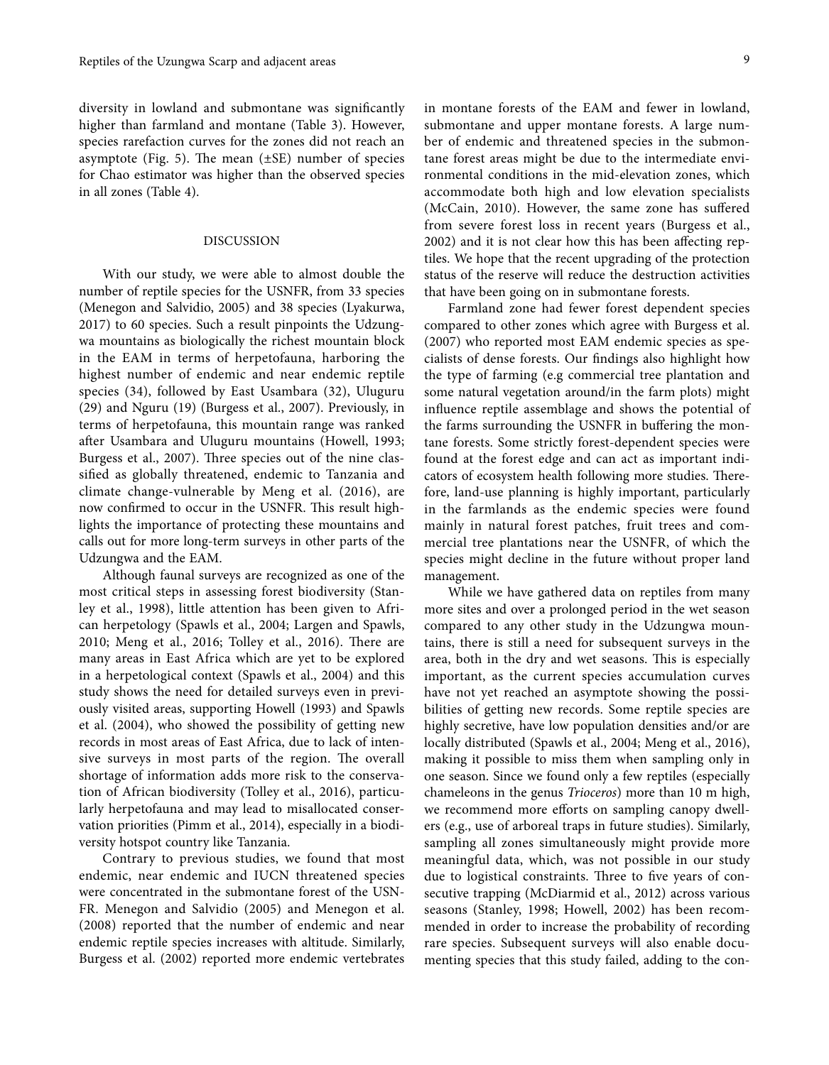diversity in lowland and submontane was significantly higher than farmland and montane (Table 3). However, species rarefaction curves for the zones did not reach an asymptote (Fig. 5). The mean (±SE) number of species for Chao estimator was higher than the observed species in all zones (Table 4).

## DISCUSSION

With our study, we were able to almost double the number of reptile species for the USNFR, from 33 species (Menegon and Salvidio, 2005) and 38 species (Lyakurwa, 2017) to 60 species. Such a result pinpoints the Udzungwa mountains as biologically the richest mountain block in the EAM in terms of herpetofauna, harboring the highest number of endemic and near endemic reptile species (34), followed by East Usambara (32), Uluguru (29) and Nguru (19) (Burgess et al., 2007). Previously, in terms of herpetofauna, this mountain range was ranked after Usambara and Uluguru mountains (Howell, 1993; Burgess et al., 2007). Three species out of the nine classified as globally threatened, endemic to Tanzania and climate change-vulnerable by Meng et al. (2016), are now confirmed to occur in the USNFR. This result highlights the importance of protecting these mountains and calls out for more long-term surveys in other parts of the Udzungwa and the EAM.

Although faunal surveys are recognized as one of the most critical steps in assessing forest biodiversity (Stanley et al., 1998), little attention has been given to African herpetology (Spawls et al., 2004; Largen and Spawls, 2010; Meng et al., 2016; Tolley et al., 2016). There are many areas in East Africa which are yet to be explored in a herpetological context (Spawls et al., 2004) and this study shows the need for detailed surveys even in previously visited areas, supporting Howell (1993) and Spawls et al. (2004), who showed the possibility of getting new records in most areas of East Africa, due to lack of intensive surveys in most parts of the region. The overall shortage of information adds more risk to the conservation of African biodiversity (Tolley et al., 2016), particularly herpetofauna and may lead to misallocated conservation priorities (Pimm et al., 2014), especially in a biodiversity hotspot country like Tanzania.

Contrary to previous studies, we found that most endemic, near endemic and IUCN threatened species were concentrated in the submontane forest of the USNFR. Menegon and Salvidio (2005) and Menegon et al. (2008) reported that the number of endemic and near endemic reptile species increases with altitude. Similarly, Burgess et al. (2002) reported more endemic vertebrates in montane forests of the EAM and fewer in lowland, submontane and upper montane forests. A large number of endemic and threatened species in the submontane forest areas might be due to the intermediate environmental conditions in the mid-elevation zones, which accommodate both high and low elevation specialists (McCain, 2010). However, the same zone has suffered from severe forest loss in recent years (Burgess et al., 2002) and it is not clear how this has been affecting reptiles. We hope that the recent upgrading of the protection status of the reserve will reduce the destruction activities that have been going on in submontane forests.

Farmland zone had fewer forest dependent species compared to other zones which agree with Burgess et al. (2007) who reported most EAM endemic species as specialists of dense forests. Our findings also highlight how the type of farming (e.g commercial tree plantation and some natural vegetation around/in the farm plots) might influence reptile assemblage and shows the potential of the farms surrounding the USNFR in buffering the montane forests. Some strictly forest-dependent species were found at the forest edge and can act as important indicators of ecosystem health following more studies. Therefore, land-use planning is highly important, particularly in the farmlands as the endemic species were found mainly in natural forest patches, fruit trees and commercial tree plantations near the USNFR, of which the species might decline in the future without proper land management.

While we have gathered data on reptiles from many more sites and over a prolonged period in the wet season compared to any other study in the Udzungwa mountains, there is still a need for subsequent surveys in the area, both in the dry and wet seasons. This is especially important, as the current species accumulation curves have not yet reached an asymptote showing the possibilities of getting new records. Some reptile species are highly secretive, have low population densities and/or are locally distributed (Spawls et al., 2004; Meng et al., 2016), making it possible to miss them when sampling only in one season. Since we found only a few reptiles (especially chameleons in the genus *Trioceros*) more than 10 m high, we recommend more efforts on sampling canopy dwellers (e.g., use of arboreal traps in future studies). Similarly, sampling all zones simultaneously might provide more meaningful data, which, was not possible in our study due to logistical constraints. Three to five years of consecutive trapping (McDiarmid et al., 2012) across various seasons (Stanley, 1998; Howell, 2002) has been recommended in order to increase the probability of recording rare species. Subsequent surveys will also enable documenting species that this study failed, adding to the con-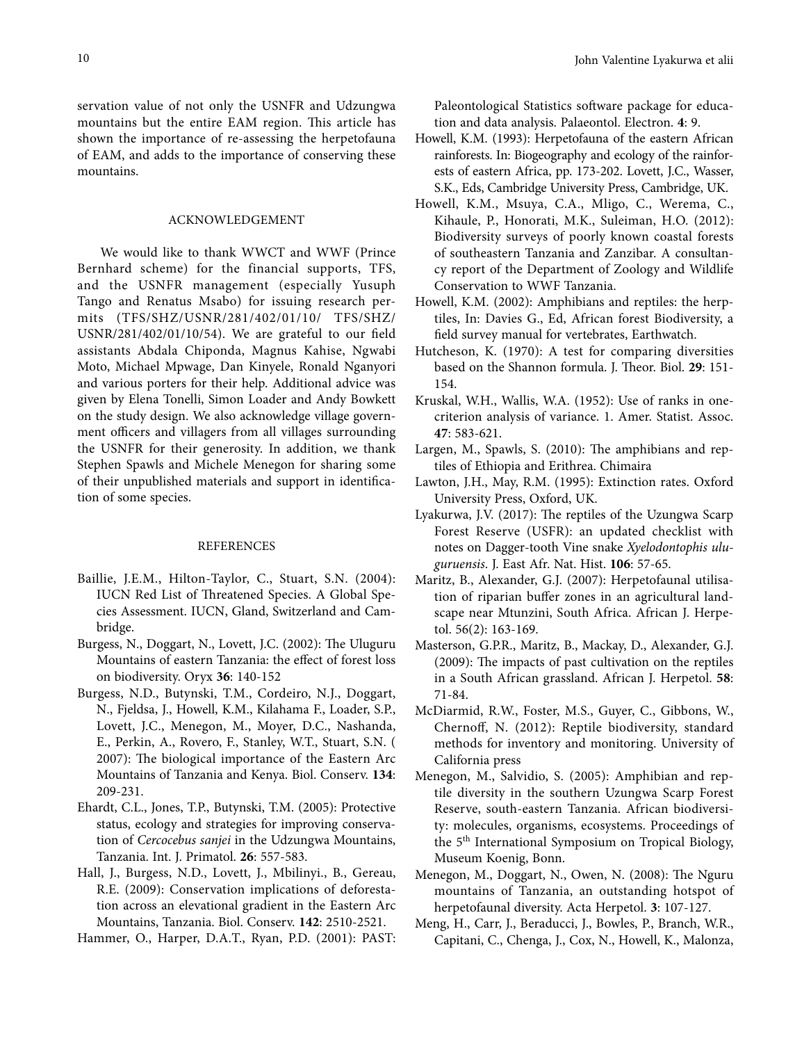servation value of not only the USNFR and Udzungwa mountains but the entire EAM region. This article has shown the importance of re-assessing the herpetofauna of EAM, and adds to the importance of conserving these mountains.

## ACKNOWLEDGEMENT

We would like to thank WWCT and WWF (Prince Bernhard scheme) for the financial supports, TFS, and the USNFR management (especially Yusuph Tango and Renatus Msabo) for issuing research permits (TFS/SHZ/USNR/281/402/01/10/ TFS/SHZ/USNR/281/402/01/10/54). We are grateful to our field assistants Abdala Chiponda, Magnus Kahise, Ngwabi Moto, Michael Mpwage, Dan Kinyele, Ronald Nganyori and various porters for their help. Additional advice was given by Elena Tonelli, Simon Loader and Andy Bowkett on the study design. We also acknowledge village government officers and villagers from all villages surrounding the USNFR for their generosity. In addition, we thank Stephen Spawls and Michele Menegon for sharing some of their unpublished materials and support in identification of some species.

## REFERENCES

- Baillie, J.E.M., Hilton-Taylor, C., Stuart, S.N. (2004): IUCN Red List of Threatened Species. A Global Species Assessment. IUCN, Gland, Switzerland and Cambridge.
- Burgess, N., Doggart, N., Lovett, J.C. (2002): The Uluguru Mountains of eastern Tanzania: the effect of forest loss on biodiversity. Oryx **36**: 140-152
- Burgess, N.D., Butynski, T.M., Cordeiro, N.J., Doggart, N., Fjeldsa, J., Howell, K.M., Kilahama F., Loader, S.P., Lovett, J.C., Menegon, M., Moyer, D.C., Nashanda, E., Perkin, A., Rovero, F., Stanley, W.T., Stuart, S.N. ( 2007): The biological importance of the Eastern Arc Mountains of Tanzania and Kenya. Biol. Conserv. **134**: 209-231.
- Ehardt, C.L., Jones, T.P., Butynski, T.M. (2005): Protective status, ecology and strategies for improving conservation of *Cercocebus sanjei* in the Udzungwa Mountains, Tanzania. Int. J. Primatol. **26**: 557-583.
- Hall, J., Burgess, N.D., Lovett, J., Mbilinyi., B., Gereau, R.E. (2009): Conservation implications of deforestation across an elevational gradient in the Eastern Arc Mountains, Tanzania. Biol. Conserv. **142**: 2510-2521.
- Hammer, O., Harper, D.A.T., Ryan, P.D. (2001): PAST: Paleontological Statistics software package for education and data analysis. Palaeontol. Electron. **4**: 9.
- Howell, K.M. (1993): Herpetofauna of the eastern African rainforests. In: Biogeography and ecology of the rainforests of eastern Africa, pp. 173-202. Lovett, J.C., Wasser, S.K., Eds, Cambridge University Press, Cambridge, UK.
- Howell, K.M., Msuya, C.A., Mligo, C., Werema, C., Kihaule, P., Honorati, M.K., Suleiman, H.O. (2012): Biodiversity surveys of poorly known coastal forests of southeastern Tanzania and Zanzibar. A consultancy report of the Department of Zoology and Wildlife Conservation to WWF Tanzania.
- Howell, K.M. (2002): Amphibians and reptiles: the herptiles, In: Davies G., Ed, African forest Biodiversity, a field survey manual for vertebrates, Earthwatch.
- Hutcheson, K. (1970): A test for comparing diversities based on the Shannon formula. J. Theor. Biol. **29**: 151-154.
- Kruskal, W.H., Wallis, W.A. (1952): Use of ranks in one-criterion analysis of variance. 1. Amer. Statist. Assoc. **47**: 583-621.
- Largen, M., Spawls, S. (2010): The amphibians and reptiles of Ethiopia and Erithrea. Chimaira
- Lawton, J.H., May, R.M. (1995): Extinction rates. Oxford University Press, Oxford, UK.
- Lyakurwa, J.V. (2017): The reptiles of the Uzungwa Scarp Forest Reserve (USFR): an updated checklist with notes on Dagger-tooth Vine snake *Xyelodontophis uluguruensis*. J. East Afr. Nat. Hist. **106**: 57-65.
- Maritz, B., Alexander, G.J. (2007): Herpetofaunal utilisation of riparian buffer zones in an agricultural landscape near Mtunzini, South Africa. African J. Herpetol. 56(2): 163-169.
- Masterson, G.P.R., Maritz, B., Mackay, D., Alexander, G.J. (2009): The impacts of past cultivation on the reptiles in a South African grassland. African J. Herpetol. **58**: 71-84.
- McDiarmid, R.W., Foster, M.S., Guyer, C., Gibbons, W., Chernoff, N. (2012): Reptile biodiversity, standard methods for inventory and monitoring. University of California press
- Menegon, M., Salvidio, S. (2005): Amphibian and reptile diversity in the southern Uzungwa Scarp Forest Reserve, south-eastern Tanzania. African biodiversity: molecules, organisms, ecosystems. Proceedings of the 5th International Symposium on Tropical Biology, Museum Koenig, Bonn.
- Menegon, M., Doggart, N., Owen, N. (2008): The Nguru mountains of Tanzania, an outstanding hotspot of herpetofaunal diversity. Acta Herpetol. **3**: 107-127.
- Meng, H., Carr, J., Beraducci, J., Bowles, P., Branch, W.R., Capitani, C., Chenga, J., Cox, N., Howell, K., Malonza,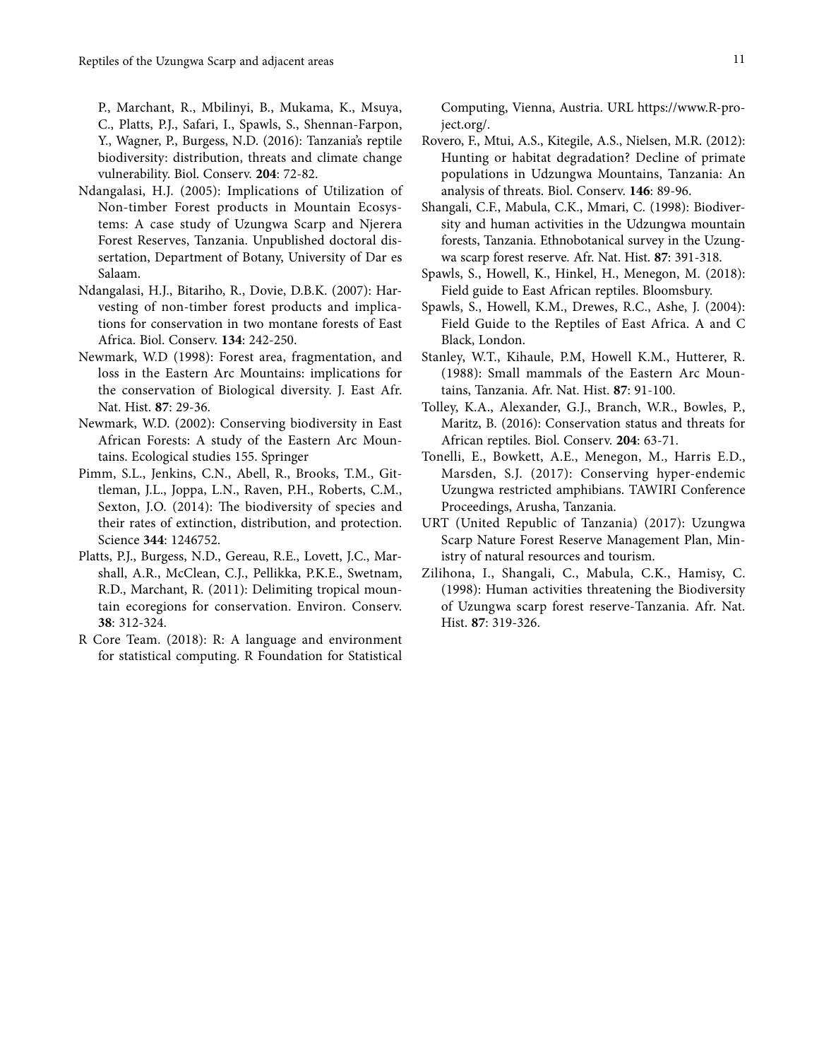P., Marchant, R., Mbilinyi, B., Mukama, K., Msuya, C., Platts, P.J., Safari, I., Spawls, S., Shennan-Farpon, Y., Wagner, P., Burgess, N.D. (2016): Tanzania's reptile biodiversity: distribution, threats and climate change vulnerability. Biol. Conserv. **204**: 72-82.

Ndangalasi, H.J. (2005): Implications of Utilization of Non-timber Forest products in Mountain Ecosystems: A case study of Uzungwa Scarp and Njerera Forest Reserves, Tanzania. Unpublished doctoral dissertation, Department of Botany, University of Dar es Salaam.

Ndangalasi, H.J., Bitariho, R., Dovie, D.B.K. (2007): Harvesting of non-timber forest products and implications for conservation in two montane forests of East Africa. Biol. Conserv. **134**: 242-250.

Newmark, W.D (1998): Forest area, fragmentation, and loss in the Eastern Arc Mountains: implications for the conservation of Biological diversity. J. East Afr. Nat. Hist. **87**: 29-36.

Newmark, W.D. (2002): Conserving biodiversity in East African Forests: A study of the Eastern Arc Mountains. Ecological studies 155. Springer

Pimm, S.L., Jenkins, C.N., Abell, R., Brooks, T.M., Gittleman, J.L., Joppa, L.N., Raven, P.H., Roberts, C.M., Sexton, J.O. (2014): The biodiversity of species and their rates of extinction, distribution, and protection. Science **344**: 1246752.

Platts, P.J., Burgess, N.D., Gereau, R.E., Lovett, J.C., Marshall, A.R., McClean, C.J., Pellikka, P.K.E., Swetnam, R.D., Marchant, R. (2011): Delimiting tropical mountain ecoregions for conservation. Environ. Conserv. **38**: 312-324.

R Core Team. (2018): R: A language and environment for statistical computing. R Foundation for Statistical Computing, Vienna, Austria. URL https://www.R-project.org/.

Rovero, F., Mtui, A.S., Kitegile, A.S., Nielsen, M.R. (2012): Hunting or habitat degradation? Decline of primate populations in Udzungwa Mountains, Tanzania: An analysis of threats. Biol. Conserv. **146**: 89-96.

Shangali, C.F., Mabula, C.K., Mmari, C. (1998): Biodiversity and human activities in the Udzungwa mountain forests, Tanzania. Ethnobotanical survey in the Uzungwa scarp forest reserve. Afr. Nat. Hist. **87**: 391-318.

Spawls, S., Howell, K., Hinkel, H., Menegon, M. (2018): Field guide to East African reptiles. Bloomsbury.

Spawls, S., Howell, K.M., Drewes, R.C., Ashe, J. (2004): Field Guide to the Reptiles of East Africa. A and C Black, London.

Stanley, W.T., Kihaule, P.M, Howell K.M., Hutterer, R. (1988): Small mammals of the Eastern Arc Mountains, Tanzania. Afr. Nat. Hist. **87**: 91-100.

Tolley, K.A., Alexander, G.J., Branch, W.R., Bowles, P., Maritz, B. (2016): Conservation status and threats for African reptiles. Biol. Conserv. **204**: 63-71.

Tonelli, E., Bowkett, A.E., Menegon, M., Harris E.D., Marsden, S.J. (2017): Conserving hyper-endemic Uzungwa restricted amphibians. TAWIRI Conference Proceedings, Arusha, Tanzania.

URT (United Republic of Tanzania) (2017): Uzungwa Scarp Nature Forest Reserve Management Plan, Ministry of natural resources and tourism.

Zilihona, I., Shangali, C., Mabula, C.K., Hamisy, C. (1998): Human activities threatening the Biodiversity of Uzungwa scarp forest reserve-Tanzania. Afr. Nat. Hist. **87**: 319-326.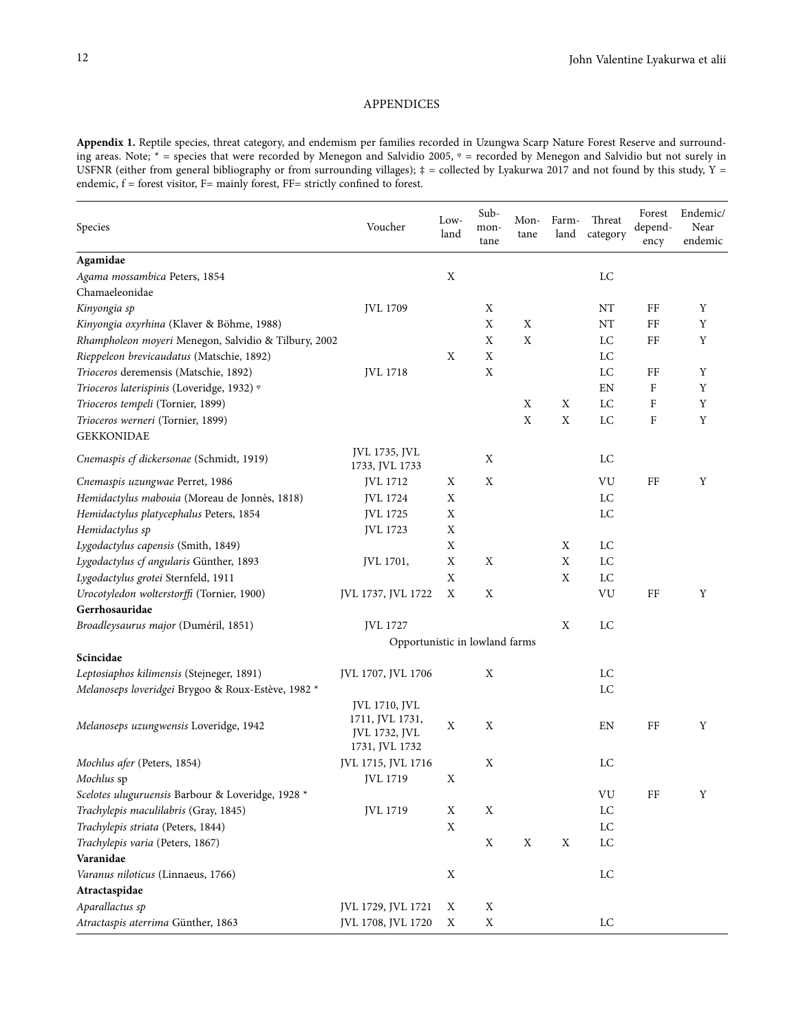## APPENDICES

**Appendix 1.** Reptile species, threat category, and endemism per families recorded in Uzungwa Scarp Nature Forest Reserve and surrounding areas. Note; * = species that were recorded by Menegon and Salvidio 2005, ᵠ = recorded by Menegon and Salvidio but not surely in USFNR (either from general bibliography or from surrounding villages); ‡ = collected by Lyakurwa 2017 and not found by this study, Y = endemic, f = forest visitor, F= mainly forest, FF= strictly confined to forest.

| Species | Voucher | Lowland | Submontane | Montane | Farmland | Threat category | Forest dependency | Endemic/ Near endemic |
|---|---|---|---|---|---|---|---|---|
| **Agamidae** | | | | | | | | |
| *Agama mossambica* Peters, 1854 | | X | | | | LC | | |
| Chamaeleonidae | | | | | | | | |
| *Kinyongia sp* | JVL 1709 | | X | | | NT | FF | Y |
| *Kinyongia oxyrhina* (Klaver & Böhme, 1988) | | | X | X | | NT | FF | Y |
| *Rhampholeon moyeri* Menegon, Salvidio & Tilbury, 2002 | | | X | X | | LC | FF | Y |
| *Rieppeleon brevicaudatus* (Matschie, 1892) | | X | X | | | LC | | |
| *Trioceros* deremensis (Matschie, 1892) | JVL 1718 | | X | | | LC | FF | Y |
| *Trioceros laterispinis* (Loveridge, 1932) ᵠ | | | | | | EN | F | Y |
| *Trioceros tempeli* (Tornier, 1899) | | | | X | X | LC | F | Y |
| *Trioceros werneri* (Tornier, 1899) | | | | X | X | LC | F | Y |
| GEKKONIDAE | | | | | | | | |
| *Cnemaspis cf dickersonae* (Schmidt, 1919) | JVL 1735, JVL 1733, JVL 1733 | | X | | | LC | | |
| *Cnemaspis uzungwae* Perret, 1986 | JVL 1712 | X | X | | | VU | FF | Y |
| *Hemidactylus mabouia* (Moreau de Jonnès, 1818) | JVL 1724 | X | | | | LC | | |
| *Hemidactylus platycephalus* Peters, 1854 | JVL 1725 | X | | | | LC | | |
| *Hemidactylus sp* | JVL 1723 | X | | | | | | |
| *Lygodactylus capensis* (Smith, 1849) | | X | | | X | LC | | |
| *Lygodactylus cf angularis* Günther, 1893 | JVL 1701, | X | X | | X | LC | | |
| *Lygodactylus grotei* Sternfeld, 1911 | | X | | | X | LC | | |
| *Urocotyledon wolterstorffi* (Tornier, 1900) | JVL 1737, JVL 1722 | X | X | | | VU | FF | Y |
| **Gerrhosauridae** | | | | | | | | |
| *Broadleysaurus major* (Duméril, 1851) | JVL 1727 | | | | X | LC | | |
| | Opportunistic in lowland farms | | | | | | | |
| **Scincidae** | | | | | | | | |
| *Leptosiaphos kilimensis* (Stejneger, 1891) | JVL 1707, JVL 1706 | | X | | | LC | | |
| *Melanoseps loveridgei* Brygoo & Roux-Estève, 1982 * | | | | | | LC | | |
| *Melanoseps uzungwensis* Loveridge, 1942 | JVL 1710, JVL 1711, JVL 1731, JVL 1732, JVL 1731, JVL 1732 | X | X | | | EN | FF | Y |
| *Mochlus afer* (Peters, 1854) | JVL 1715, JVL 1716 | | X | | | LC | | |
| *Mochlus* sp | JVL 1719 | X | | | | | | |
| *Scelotes uluguruensis* Barbour & Loveridge, 1928 * | | | | | | VU | FF | Y |
| *Trachylepis maculilabris* (Gray, 1845) | JVL 1719 | X | X | | | LC | | |
| *Trachylepis striata* (Peters, 1844) | | X | | | | LC | | |
| *Trachylepis varia* (Peters, 1867) | | | X | X | X | LC | | |
| **Varanidae** | | | | | | | | |
| *Varanus niloticus* (Linnaeus, 1766) | | X | | | | LC | | |
| **Atractaspidae** | | | | | | | | |
| *Aparallactus sp* | JVL 1729, JVL 1721 | X | X | | | | | |
| *Atractaspis aterrima* Günther, 1863 | JVL 1708, JVL 1720 | X | X | | | LC | | |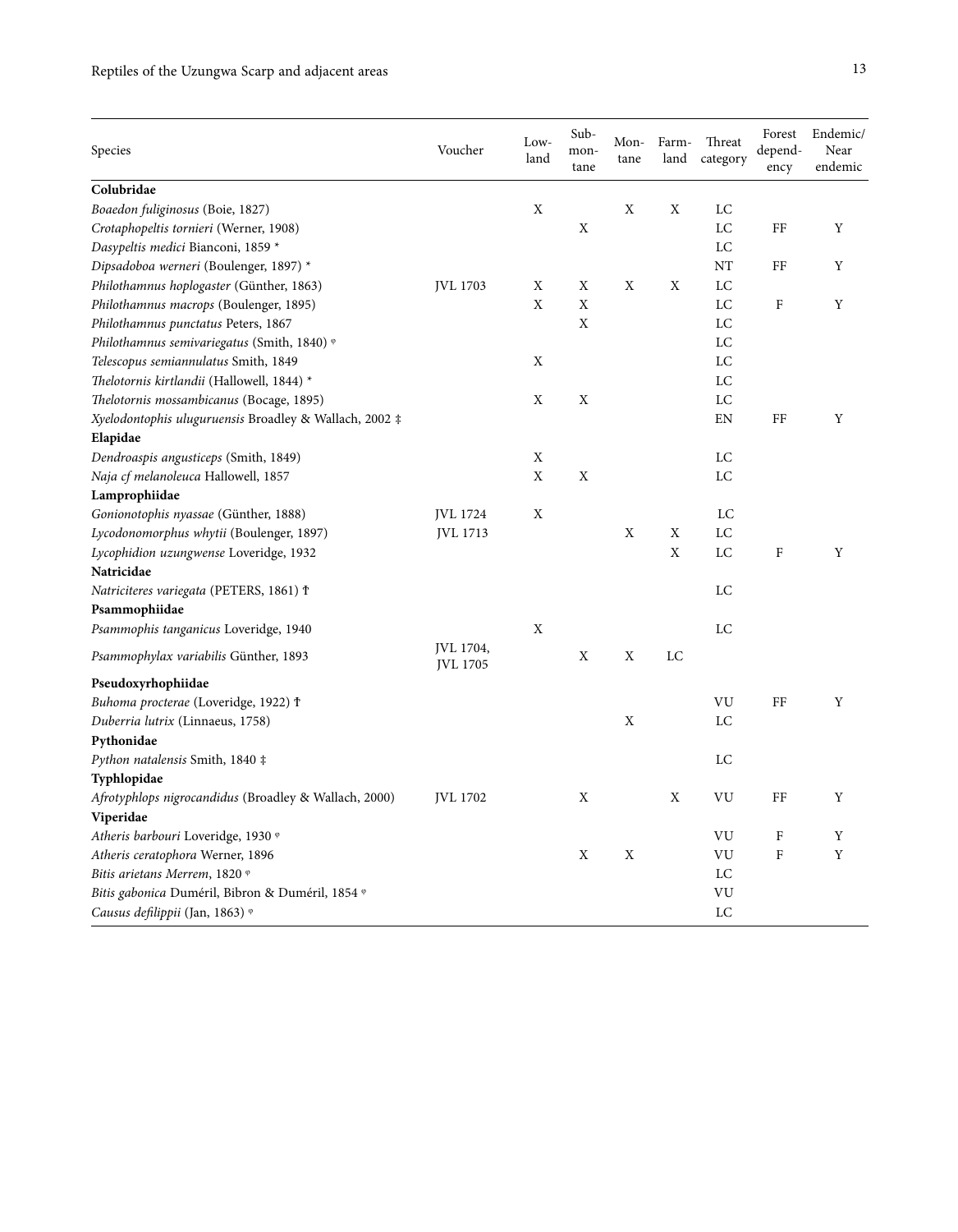| Species | Voucher | Low-land | Sub-mon-tane | Mon-tane | Farm-land | Threat category | Forest depend-ency | Endemic/ Near endemic |
|---|---|---|---|---|---|---|---|---|
| **Colubridae** | | | | | | | | |
| *Boaedon fuliginosus* (Boie, 1827) | | X | | X | X | LC | | |
| *Crotaphopeltis tornieri* (Werner, 1908) | | | X | | | LC | FF | Y |
| *Dasypeltis medici* Bianconi, 1859 * | | | | | | LC | | |
| *Dipsadoboa werneri* (Boulenger, 1897) * | | | | | | NT | FF | Y |
| *Philothamnus hoplogaster* (Günther, 1863) | JVL 1703 | X | X | X | X | LC | | |
| *Philothamnus macrops* (Boulenger, 1895) | | X | X | | | LC | F | Y |
| *Philothamnus punctatus* Peters, 1867 | | | X | | | LC | | |
| *Philothamnus semivariegatus* (Smith, 1840) ᵠ | | | | | | LC | | |
| *Telescopus semiannulatus* Smith, 1849 | | X | | | | LC | | |
| *Thelotornis kirtlandii* (Hallowell, 1844) * | | | | | | LC | | |
| *Thelotornis mossambicanus* (Bocage, 1895) | | X | X | | | LC | | |
| *Xyelodontophis uluguruensis* Broadley & Wallach, 2002 ‡ | | | | | | EN | FF | Y |
| **Elapidae** | | | | | | | | |
| *Dendroaspis angusticeps* (Smith, 1849) | | X | | | | LC | | |
| *Naja cf melanoleuca* Hallowell, 1857 | | X | X | | | LC | | |
| **Lamprophiidae** | | | | | | | | |
| *Gonionotophis nyassae* (Günther, 1888) | JVL 1724 | X | | | | LC | | |
| *Lycodonomorphus whytii* (Boulenger, 1897) | JVL 1713 | | | X | X | LC | | |
| *Lycophidion uzungwense* Loveridge, 1932 | | | | | X | LC | F | Y |
| **Natricidae** | | | | | | | | |
| *Natriciteres variegata* (PETERS, 1861) † | | | | | | LC | | |
| **Psammophiidae** | | | | | | | | |
| *Psammophis tanganicus* Loveridge, 1940 | | X | | | | LC | | |
| *Psammophylax variabilis* Günther, 1893 | JVL 1704, JVL 1705 | | X | X | LC | | | |
| **Pseudoxyrhophiidae** | | | | | | | | |
| *Buhoma procterae* (Loveridge, 1922) † | | | | | | VU | FF | Y |
| *Duberria lutrix* (Linnaeus, 1758) | | | | X | | LC | | |
| **Pythonidae** | | | | | | | | |
| *Python natalensis* Smith, 1840 ‡ | | | | | | LC | | |
| **Typhlopidae** | | | | | | | | |
| *Afrotyphlops nigrocandidus* (Broadley & Wallach, 2000) | JVL 1702 | | X | | X | VU | FF | Y |
| **Viperidae** | | | | | | | | |
| *Atheris barbouri* Loveridge, 1930 ᵠ | | | | | | VU | F | Y |
| *Atheris ceratophora* Werner, 1896 | | | X | X | | VU | F | Y |
| *Bitis arietans* Merrem, 1820 ᵠ | | | | | | LC | | |
| *Bitis gabonica* Duméril, Bibron & Duméril, 1854 ᵠ | | | | | | VU | | |
| *Causus defilippii* (Jan, 1863) ᵠ | | | | | | LC | | |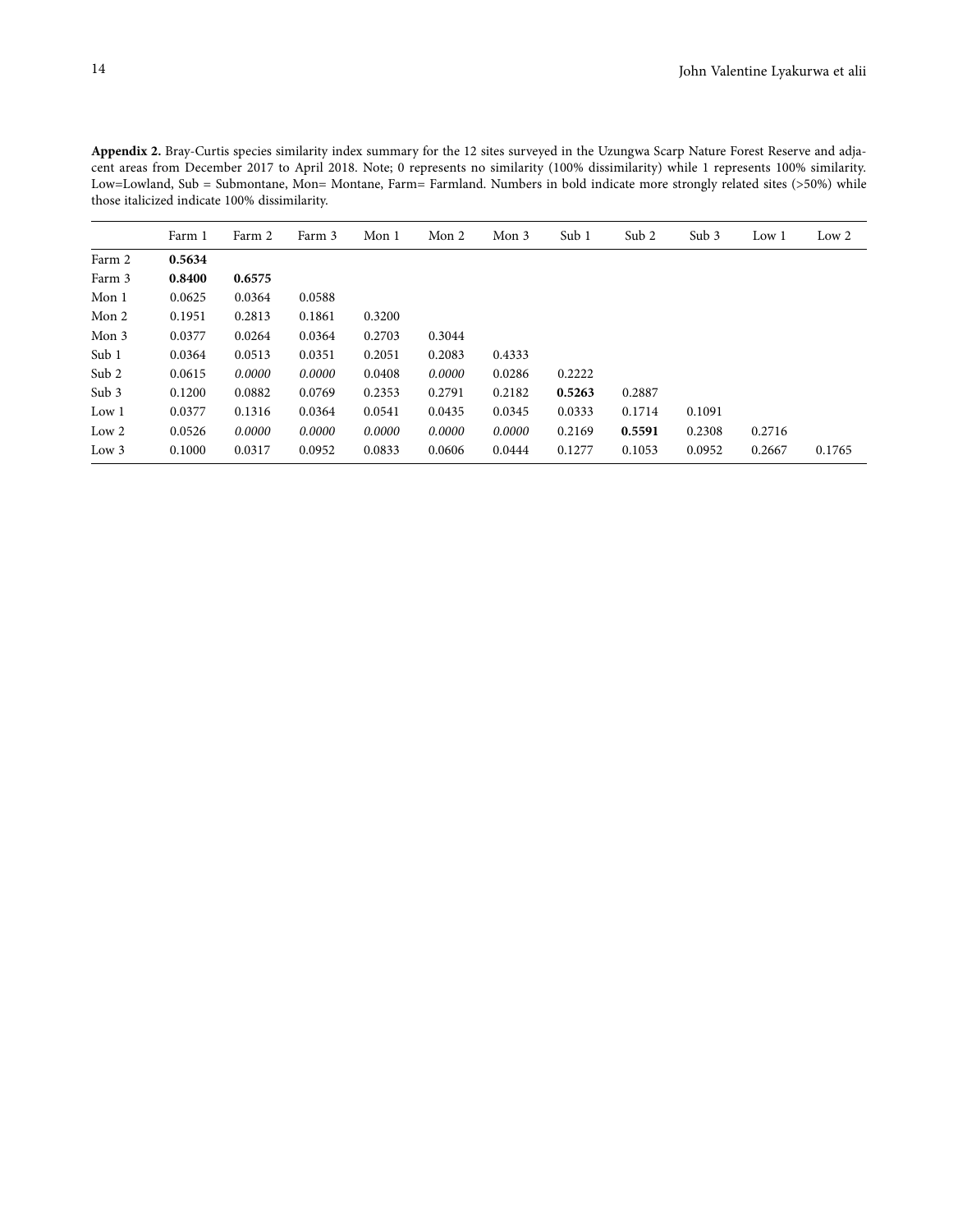**Appendix 2.** Bray-Curtis species similarity index summary for the 12 sites surveyed in the Uzungwa Scarp Nature Forest Reserve and adjacent areas from December 2017 to April 2018. Note; 0 represents no similarity (100% dissimilarity) while 1 represents 100% similarity. Low=Lowland, Sub = Submontane, Mon= Montane, Farm= Farmland. Numbers in bold indicate more strongly related sites (>50%) while those italicized indicate 100% dissimilarity.

| | Farm 1 | Farm 2 | Farm 3 | Mon 1 | Mon 2 | Mon 3 | Sub 1 | Sub 2 | Sub 3 | Low 1 | Low 2 |
|---|---|---|---|---|---|---|---|---|---|---|---|
| Farm 2 | **0.5634** | | | | | | | | | | |
| Farm 3 | **0.8400** | **0.6575** | | | | | | | | | |
| Mon 1 | 0.0625 | 0.0364 | 0.0588 | | | | | | | | |
| Mon 2 | 0.1951 | 0.2813 | 0.1861 | 0.3200 | | | | | | | |
| Mon 3 | 0.0377 | 0.0264 | 0.0364 | 0.2703 | 0.3044 | | | | | | |
| Sub 1 | 0.0364 | 0.0513 | 0.0351 | 0.2051 | 0.2083 | 0.4333 | | | | | |
| Sub 2 | 0.0615 | *0.0000* | *0.0000* | 0.0408 | *0.0000* | 0.0286 | 0.2222 | | | | |
| Sub 3 | 0.1200 | 0.0882 | 0.0769 | 0.2353 | 0.2791 | 0.2182 | **0.5263** | 0.2887 | | | |
| Low 1 | 0.0377 | 0.1316 | 0.0364 | 0.0541 | 0.0435 | 0.0345 | 0.0333 | 0.1714 | 0.1091 | | |
| Low 2 | 0.0526 | *0.0000* | *0.0000* | *0.0000* | *0.0000* | *0.0000* | 0.2169 | **0.5591** | 0.2308 | 0.2716 | |
| Low 3 | 0.1000 | 0.0317 | 0.0952 | 0.0833 | 0.0606 | 0.0444 | 0.1277 | 0.1053 | 0.0952 | 0.2667 | 0.1765 |